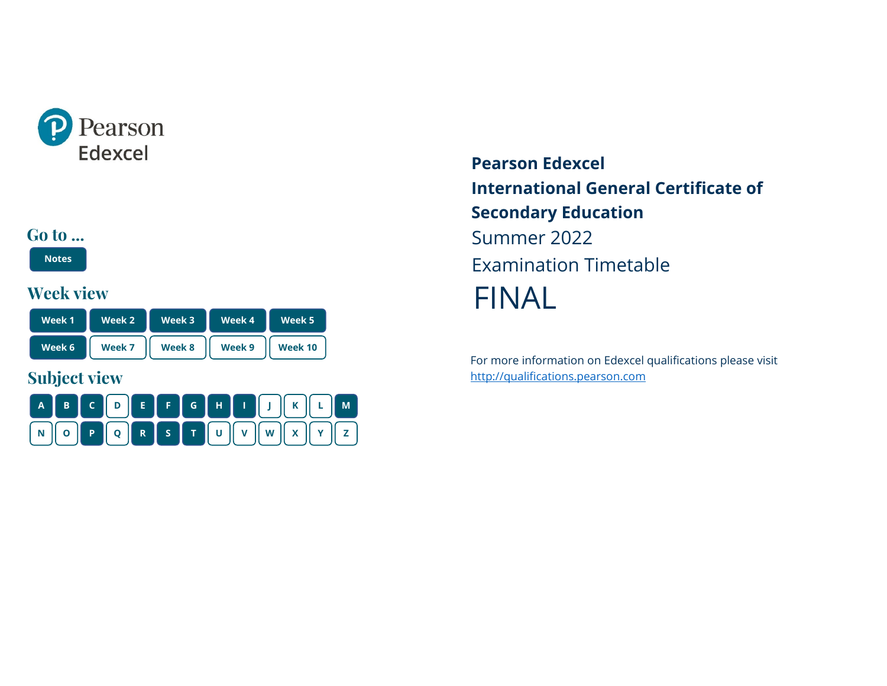Pearson Edexcel

## Go to ...

Notes

## Week view

Week 1 | Week 2 | Week 3 | Week 4 | Week 5 | Week 6 | Week 7 | Week 8 | Week 9 | Week 10

## Subject view

A B C D E F G H I J K L M N O P Q R S T U V W X Y Z

# Pearson Edexcel International General Certificate of Secondary Education

Summer 2022

Examination Timetable

FINAL

For more information on Edexcel qualifications please visit http://qualifications.pearson.com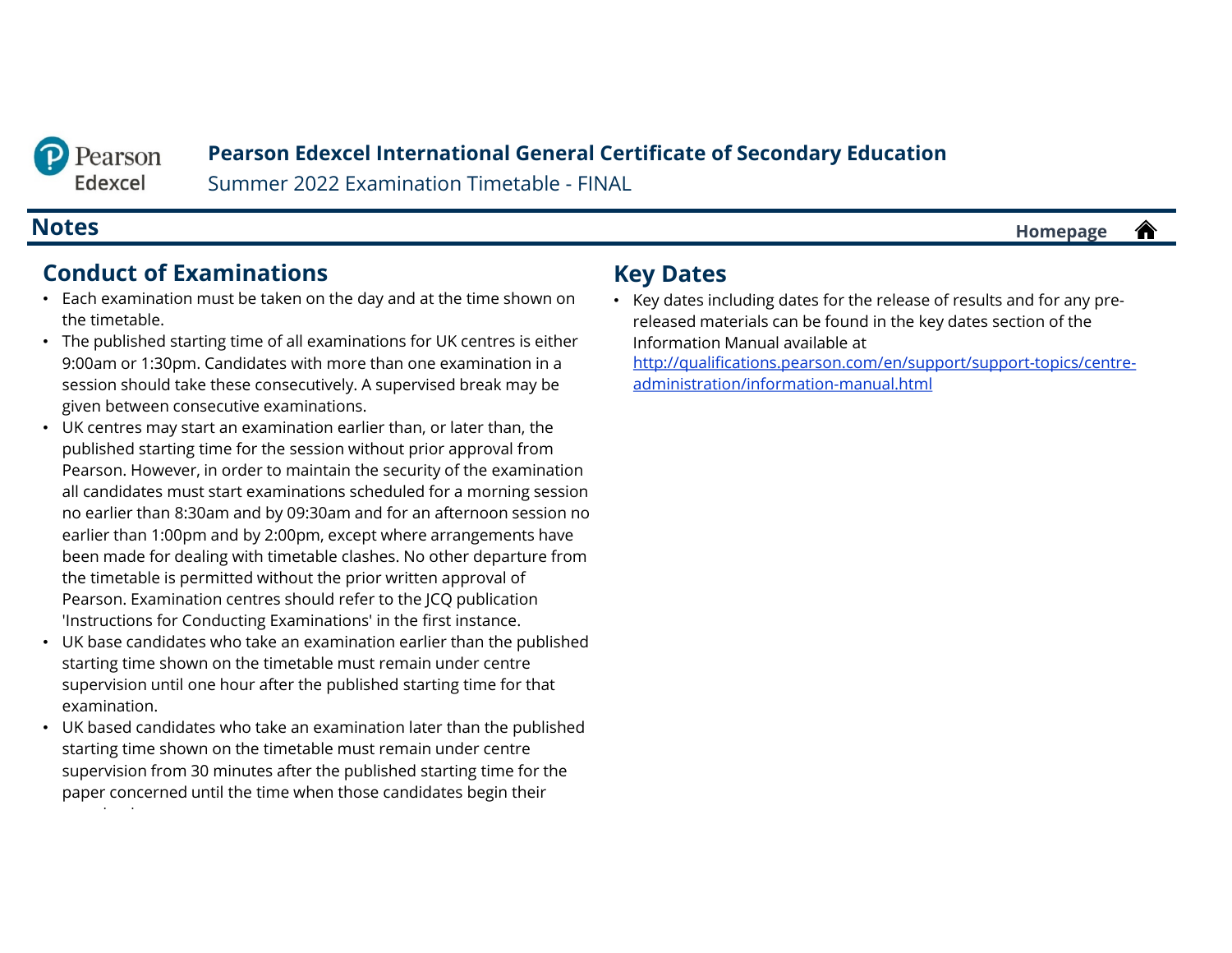# Pearson Edexcel International General Certificate of Secondary Education

Summer 2022 Examination Timetable - FINAL

## Notes

Homepage

### Conduct of Examinations

- Each examination must be taken on the day and at the time shown on the timetable.
- The published starting time of all examinations for UK centres is either 9:00am or 1:30pm. Candidates with more than one examination in a session should take these consecutively. A supervised break may be given between consecutive examinations.
- UK centres may start an examination earlier than, or later than, the published starting time for the session without prior approval from Pearson. However, in order to maintain the security of the examination all candidates must start examinations scheduled for a morning session no earlier than 8:30am and by 09:30am and for an afternoon session no earlier than 1:00pm and by 2:00pm, except where arrangements have been made for dealing with timetable clashes. No other departure from the timetable is permitted without the prior written approval of Pearson. Examination centres should refer to the JCQ publication 'Instructions for Conducting Examinations' in the first instance.
- UK base candidates who take an examination earlier than the published starting time shown on the timetable must remain under centre supervision until one hour after the published starting time for that examination.
- UK based candidates who take an examination later than the published starting time shown on the timetable must remain under centre supervision from 30 minutes after the published starting time for the paper concerned until the time when those candidates begin their

### Key Dates

- Key dates including dates for the release of results and for any pre-released materials can be found in the key dates section of the Information Manual available at [http://qualifications.pearson.com/en/support/support-topics/centre-administration/information-manual.html](http://qualifications.pearson.com/en/support/support-topics/centre-administration/information-manual.html)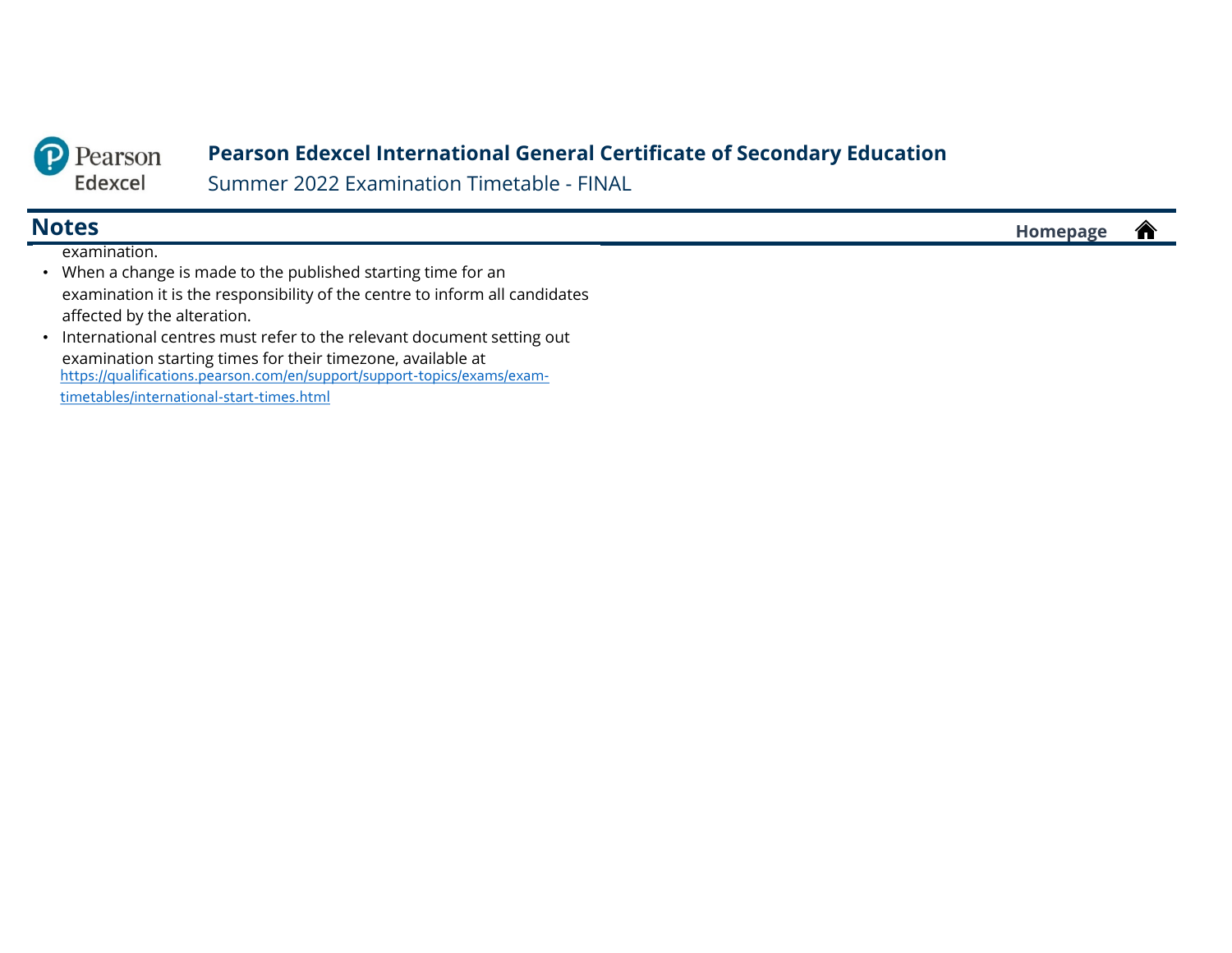## Notes

examination.

- When a change is made to the published starting time for an examination it is the responsibility of the centre to inform all candidates affected by the alteration.
- International centres must refer to the relevant document setting out examination starting times for their timezone, available at https://qualifications.pearson.com/en/support/support-topics/exams/exam-timetables/international-start-times.html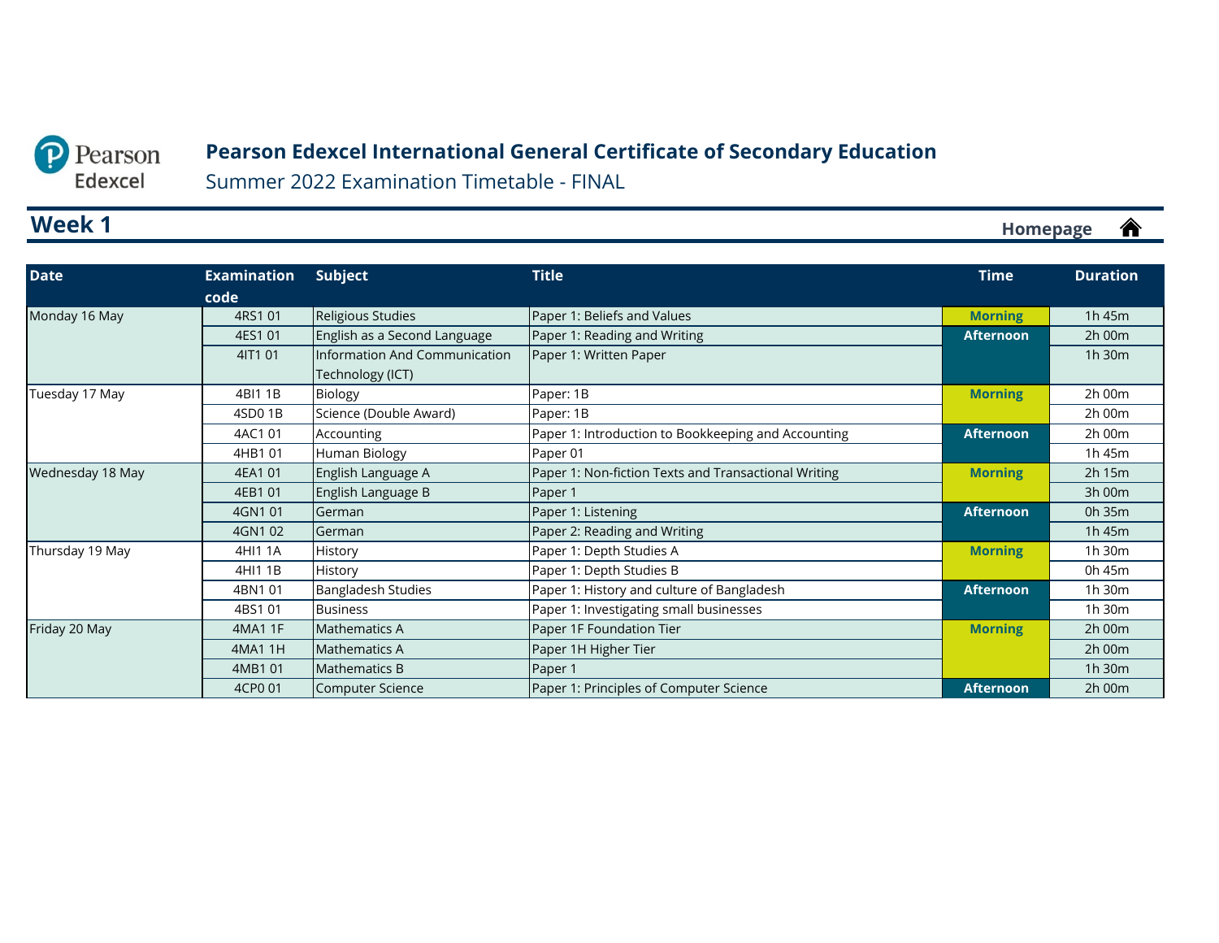# Pearson Edexcel International General Certificate of Secondary Education

Summer 2022 Examination Timetable - FINAL

## Week 1

Homepage

| Date | Examination code | Subject | Title | Time | Duration |
|---|---|---|---|---|---|
| Monday 16 May | 4RS1 01 | Religious Studies | Paper 1: Beliefs and Values | Morning | 1h 45m |
| | 4ES1 01 | English as a Second Language | Paper 1: Reading and Writing | Afternoon | 2h 00m |
| | 4IT1 01 | Information And Communication Technology (ICT) | Paper 1: Written Paper | | 1h 30m |
| Tuesday 17 May | 4BI1 1B | Biology | Paper: 1B | Morning | 2h 00m |
| | 4SD0 1B | Science (Double Award) | Paper: 1B | | 2h 00m |
| | 4AC1 01 | Accounting | Paper 1: Introduction to Bookkeeping and Accounting | Afternoon | 2h 00m |
| | 4HB1 01 | Human Biology | Paper 01 | | 1h 45m |
| Wednesday 18 May | 4EA1 01 | English Language A | Paper 1: Non-fiction Texts and Transactional Writing | Morning | 2h 15m |
| | 4EB1 01 | English Language B | Paper 1 | | 3h 00m |
| | 4GN1 01 | German | Paper 1: Listening | Afternoon | 0h 35m |
| | 4GN1 02 | German | Paper 2: Reading and Writing | | 1h 45m |
| Thursday 19 May | 4HI1 1A | History | Paper 1: Depth Studies A | Morning | 1h 30m |
| | 4HI1 1B | History | Paper 1: Depth Studies B | | 0h 45m |
| | 4BN1 01 | Bangladesh Studies | Paper 1: History and culture of Bangladesh | Afternoon | 1h 30m |
| | 4BS1 01 | Business | Paper 1: Investigating small businesses | | 1h 30m |
| Friday 20 May | 4MA1 1F | Mathematics A | Paper 1F Foundation Tier | Morning | 2h 00m |
| | 4MA1 1H | Mathematics A | Paper 1H Higher Tier | | 2h 00m |
| | 4MB1 01 | Mathematics B | Paper 1 | | 1h 30m |
| | 4CP0 01 | Computer Science | Paper 1: Principles of Computer Science | Afternoon | 2h 00m |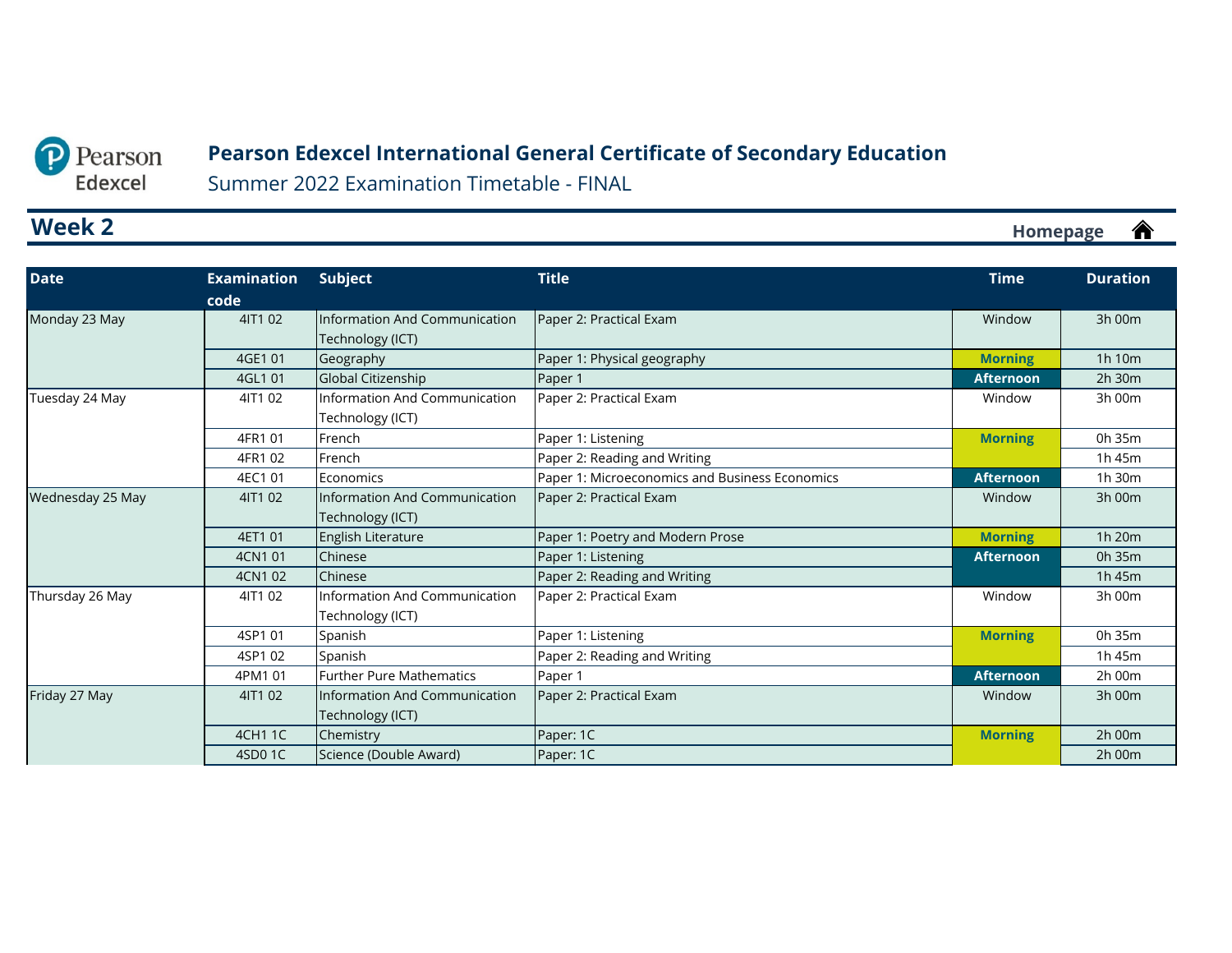# Pearson Edexcel International General Certificate of Secondary Education

Summer 2022 Examination Timetable - FINAL

## Week 2

Homepage

| Date | Examination code | Subject | Title | Time | Duration |
|---|---|---|---|---|---|
| Monday 23 May | 4IT1 02 | Information And Communication Technology (ICT) | Paper 2: Practical Exam | Window | 3h 00m |
| | 4GE1 01 | Geography | Paper 1: Physical geography | Morning | 1h 10m |
| | 4GL1 01 | Global Citizenship | Paper 1 | Afternoon | 2h 30m |
| Tuesday 24 May | 4IT1 02 | Information And Communication Technology (ICT) | Paper 2: Practical Exam | Window | 3h 00m |
| | 4FR1 01 | French | Paper 1: Listening | Morning | 0h 35m |
| | 4FR1 02 | French | Paper 2: Reading and Writing | | 1h 45m |
| | 4EC1 01 | Economics | Paper 1: Microeconomics and Business Economics | Afternoon | 1h 30m |
| Wednesday 25 May | 4IT1 02 | Information And Communication Technology (ICT) | Paper 2: Practical Exam | Window | 3h 00m |
| | 4ET1 01 | English Literature | Paper 1: Poetry and Modern Prose | Morning | 1h 20m |
| | 4CN1 01 | Chinese | Paper 1: Listening | Afternoon | 0h 35m |
| | 4CN1 02 | Chinese | Paper 2: Reading and Writing | | 1h 45m |
| Thursday 26 May | 4IT1 02 | Information And Communication Technology (ICT) | Paper 2: Practical Exam | Window | 3h 00m |
| | 4SP1 01 | Spanish | Paper 1: Listening | Morning | 0h 35m |
| | 4SP1 02 | Spanish | Paper 2: Reading and Writing | | 1h 45m |
| | 4PM1 01 | Further Pure Mathematics | Paper 1 | Afternoon | 2h 00m |
| Friday 27 May | 4IT1 02 | Information And Communication Technology (ICT) | Paper 2: Practical Exam | Window | 3h 00m |
| | 4CH1 1C | Chemistry | Paper: 1C | Morning | 2h 00m |
| | 4SD0 1C | Science (Double Award) | Paper: 1C | | 2h 00m |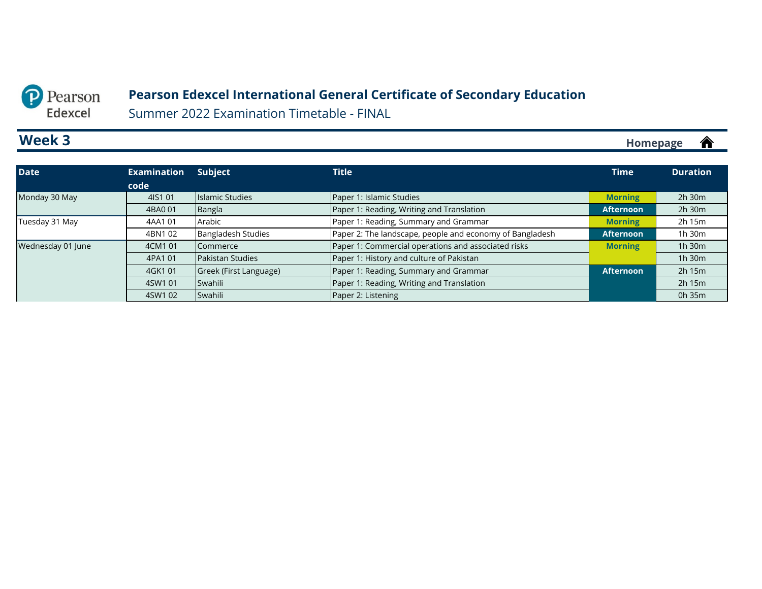# Pearson Edexcel International General Certificate of Secondary Education

Summer 2022 Examination Timetable - FINAL

## Week 3

Homepage

| Date | Examination code | Subject | Title | Time | Duration |
|---|---|---|---|---|---|
| Monday 30 May | 4IS1 01 | Islamic Studies | Paper 1: Islamic Studies | Morning | 2h 30m |
| | 4BA0 01 | Bangla | Paper 1: Reading, Writing and Translation | Afternoon | 2h 30m |
| Tuesday 31 May | 4AA1 01 | Arabic | Paper 1: Reading, Summary and Grammar | Morning | 2h 15m |
| | 4BN1 02 | Bangladesh Studies | Paper 2: The landscape, people and economy of Bangladesh | Afternoon | 1h 30m |
| Wednesday 01 June | 4CM1 01 | Commerce | Paper 1: Commercial operations and associated risks | Morning | 1h 30m |
| | 4PA1 01 | Pakistan Studies | Paper 1: History and culture of Pakistan | | 1h 30m |
| | 4GK1 01 | Greek (First Language) | Paper 1: Reading, Summary and Grammar | Afternoon | 2h 15m |
| | 4SW1 01 | Swahili | Paper 1: Reading, Writing and Translation | | 2h 15m |
| | 4SW1 02 | Swahili | Paper 2: Listening | | 0h 35m |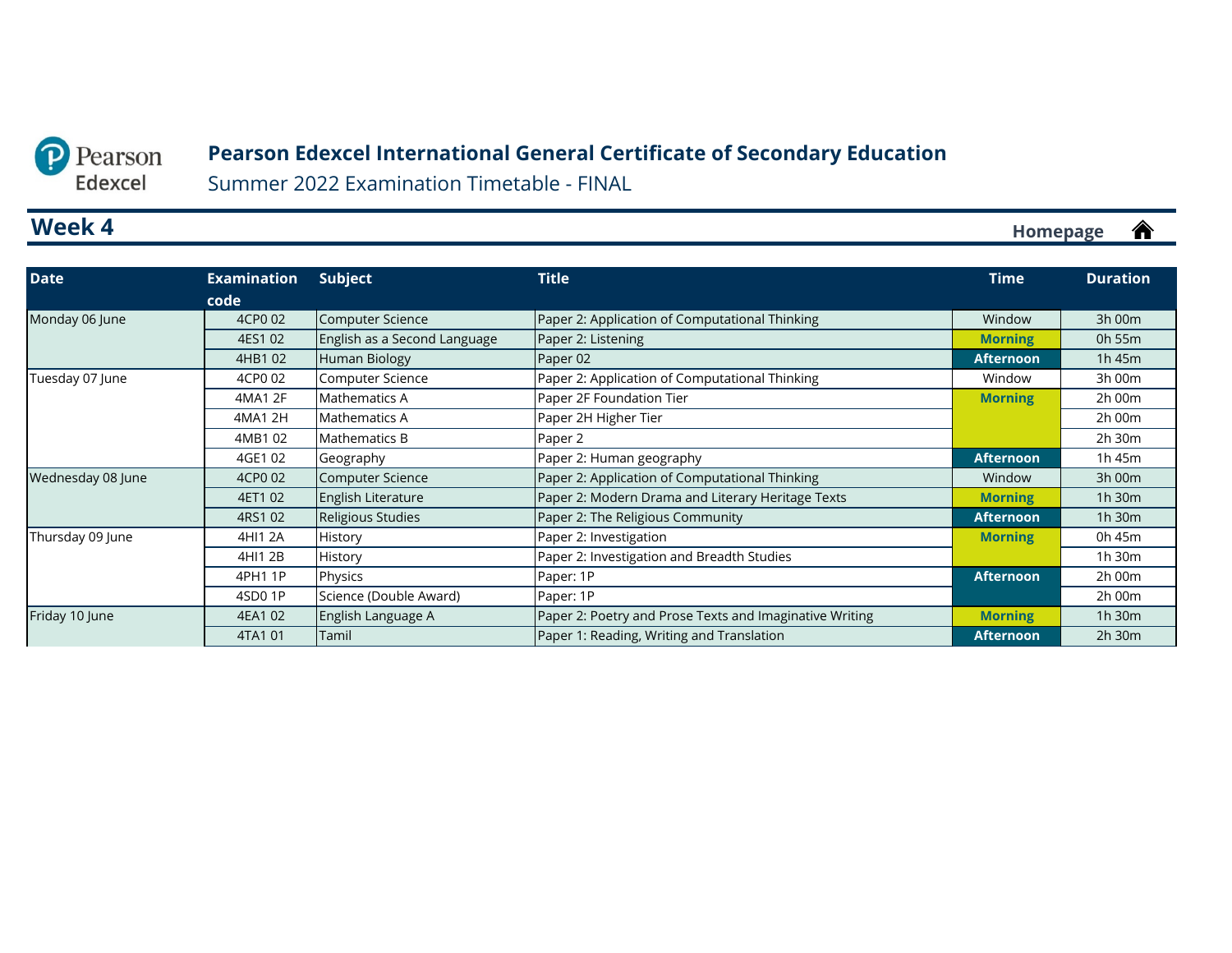# Pearson Edexcel International General Certificate of Secondary Education

Summer 2022 Examination Timetable - FINAL

## Week 4

Homepage

| Date | Examination code | Subject | Title | Time | Duration |
|---|---|---|---|---|---|
| Monday 06 June | 4CP0 02 | Computer Science | Paper 2: Application of Computational Thinking | Window | 3h 00m |
| | 4ES1 02 | English as a Second Language | Paper 2: Listening | Morning | 0h 55m |
| | 4HB1 02 | Human Biology | Paper 02 | Afternoon | 1h 45m |
| Tuesday 07 June | 4CP0 02 | Computer Science | Paper 2: Application of Computational Thinking | Window | 3h 00m |
| | 4MA1 2F | Mathematics A | Paper 2F Foundation Tier | Morning | 2h 00m |
| | 4MA1 2H | Mathematics A | Paper 2H Higher Tier | | 2h 00m |
| | 4MB1 02 | Mathematics B | Paper 2 | | 2h 30m |
| | 4GE1 02 | Geography | Paper 2: Human geography | Afternoon | 1h 45m |
| Wednesday 08 June | 4CP0 02 | Computer Science | Paper 2: Application of Computational Thinking | Window | 3h 00m |
| | 4ET1 02 | English Literature | Paper 2: Modern Drama and Literary Heritage Texts | Morning | 1h 30m |
| | 4RS1 02 | Religious Studies | Paper 2: The Religious Community | Afternoon | 1h 30m |
| Thursday 09 June | 4HI1 2A | History | Paper 2: Investigation | Morning | 0h 45m |
| | 4HI1 2B | History | Paper 2: Investigation and Breadth Studies | | 1h 30m |
| | 4PH1 1P | Physics | Paper: 1P | Afternoon | 2h 00m |
| | 4SD0 1P | Science (Double Award) | Paper: 1P | | 2h 00m |
| Friday 10 June | 4EA1 02 | English Language A | Paper 2: Poetry and Prose Texts and Imaginative Writing | Morning | 1h 30m |
| | 4TA1 01 | Tamil | Paper 1: Reading, Writing and Translation | Afternoon | 2h 30m |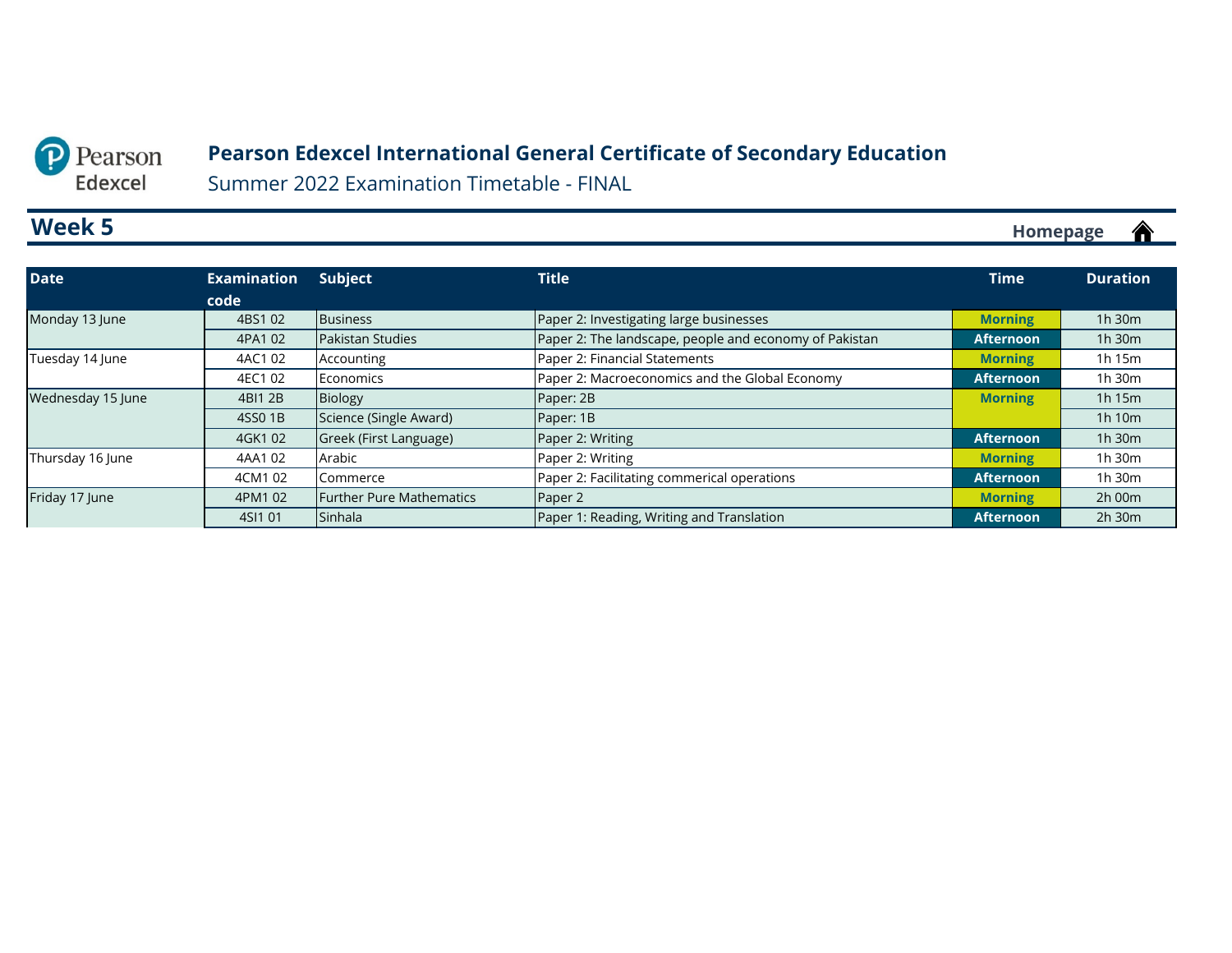Pearson Edexcel

# Pearson Edexcel International General Certificate of Secondary Education

Summer 2022 Examination Timetable - FINAL

## Week 5

Homepage

| Date | Examination code | Subject | Title | Time | Duration |
|---|---|---|---|---|---|
| Monday 13 June | 4BS1 02 | Business | Paper 2: Investigating large businesses | Morning | 1h 30m |
| | 4PA1 02 | Pakistan Studies | Paper 2: The landscape, people and economy of Pakistan | Afternoon | 1h 30m |
| Tuesday 14 June | 4AC1 02 | Accounting | Paper 2: Financial Statements | Morning | 1h 15m |
| | 4EC1 02 | Economics | Paper 2: Macroeconomics and the Global Economy | Afternoon | 1h 30m |
| Wednesday 15 June | 4BI1 2B | Biology | Paper: 2B | Morning | 1h 15m |
| | 4SS0 1B | Science (Single Award) | Paper: 1B | | 1h 10m |
| | 4GK1 02 | Greek (First Language) | Paper 2: Writing | Afternoon | 1h 30m |
| Thursday 16 June | 4AA1 02 | Arabic | Paper 2: Writing | Morning | 1h 30m |
| | 4CM1 02 | Commerce | Paper 2: Facilitating commerical operations | Afternoon | 1h 30m |
| Friday 17 June | 4PM1 02 | Further Pure Mathematics | Paper 2 | Morning | 2h 00m |
| | 4SI1 01 | Sinhala | Paper 1: Reading, Writing and Translation | Afternoon | 2h 30m |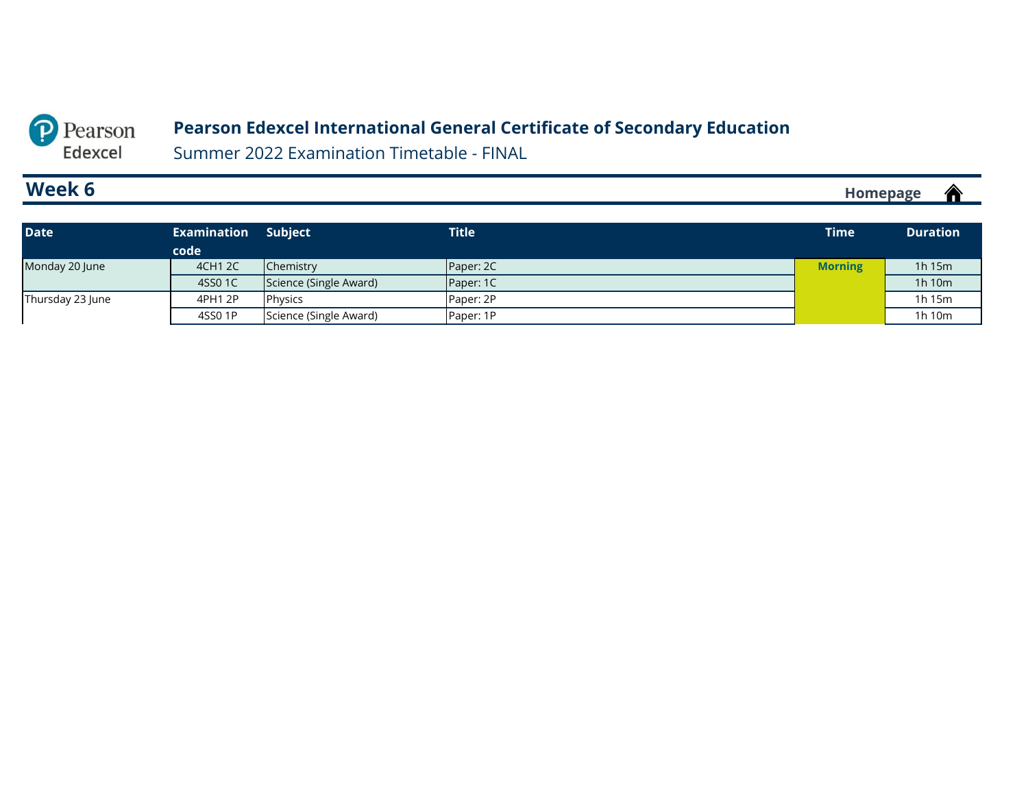# Pearson Edexcel International General Certificate of Secondary Education

Summer 2022 Examination Timetable - FINAL

## Week 6

Homepage

| Date | Examination code | Subject | Title | Time | Duration |
|---|---|---|---|---|---|
| Monday 20 June | 4CH1 2C | Chemistry | Paper: 2C | Morning | 1h 15m |
| | 4SS0 1C | Science (Single Award) | Paper: 1C | | 1h 10m |
| Thursday 23 June | 4PH1 2P | Physics | Paper: 2P | | 1h 15m |
| | 4SS0 1P | Science (Single Award) | Paper: 1P | | 1h 10m |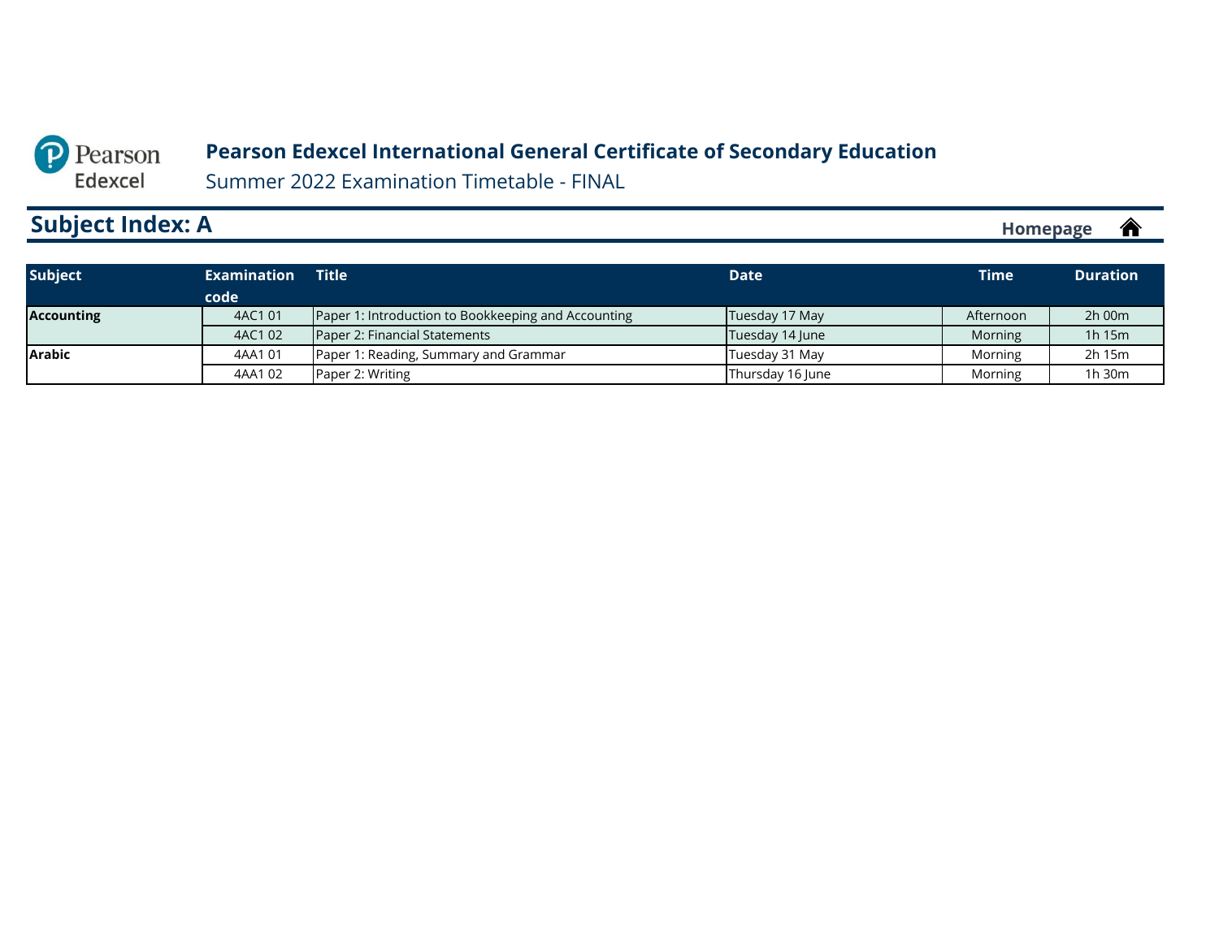# Pearson Edexcel International General Certificate of Secondary Education

Summer 2022 Examination Timetable - FINAL

## Subject Index: A

Homepage

| Subject | Examination code | Title | Date | Time | Duration |
|---|---|---|---|---|---|
| **Accounting** | 4AC1 01 | Paper 1: Introduction to Bookkeeping and Accounting | Tuesday 17 May | Afternoon | 2h 00m |
| | 4AC1 02 | Paper 2: Financial Statements | Tuesday 14 June | Morning | 1h 15m |
| **Arabic** | 4AA1 01 | Paper 1: Reading, Summary and Grammar | Tuesday 31 May | Morning | 2h 15m |
| | 4AA1 02 | Paper 2: Writing | Thursday 16 June | Morning | 1h 30m |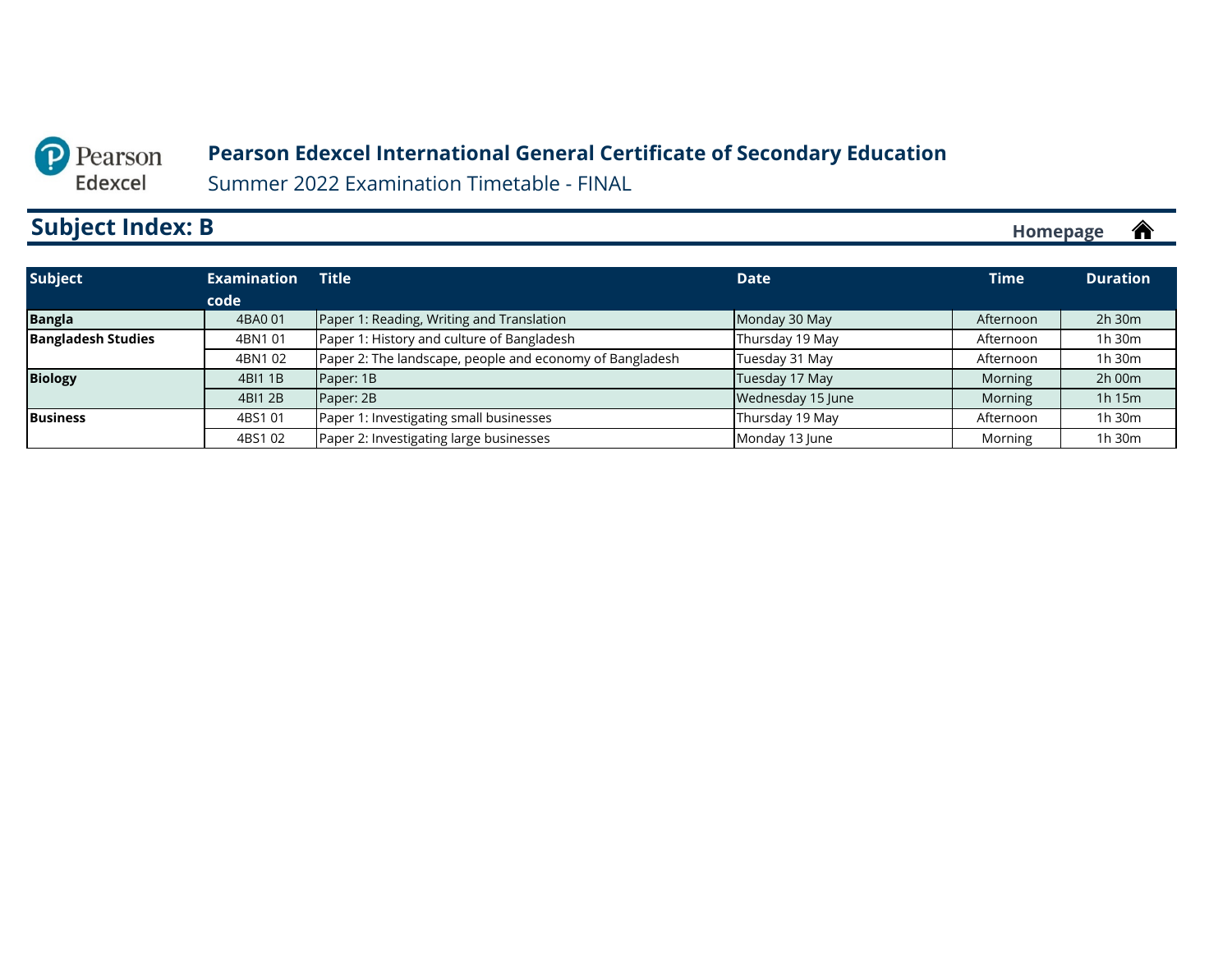# Pearson Edexcel International General Certificate of Secondary Education

Summer 2022 Examination Timetable - FINAL

## Subject Index: B

Homepage

| Subject | Examination code | Title | Date | Time | Duration |
|---|---|---|---|---|---|
| **Bangla** | 4BA0 01 | Paper 1: Reading, Writing and Translation | Monday 30 May | Afternoon | 2h 30m |
| **Bangladesh Studies** | 4BN1 01 | Paper 1: History and culture of Bangladesh | Thursday 19 May | Afternoon | 1h 30m |
| | 4BN1 02 | Paper 2: The landscape, people and economy of Bangladesh | Tuesday 31 May | Afternoon | 1h 30m |
| **Biology** | 4BI1 1B | Paper: 1B | Tuesday 17 May | Morning | 2h 00m |
| | 4BI1 2B | Paper: 2B | Wednesday 15 June | Morning | 1h 15m |
| **Business** | 4BS1 01 | Paper 1: Investigating small businesses | Thursday 19 May | Afternoon | 1h 30m |
| | 4BS1 02 | Paper 2: Investigating large businesses | Monday 13 June | Morning | 1h 30m |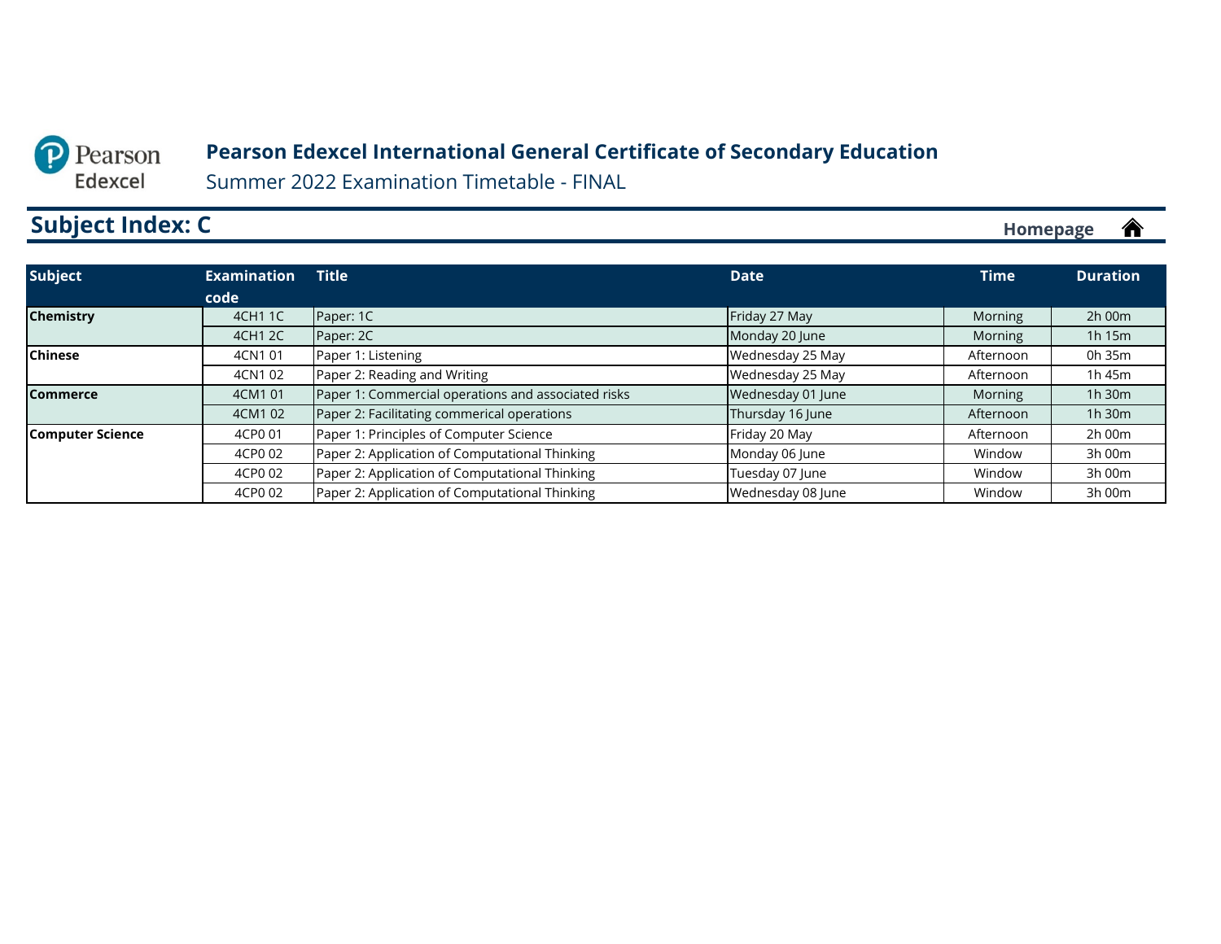# Pearson Edexcel International General Certificate of Secondary Education

Summer 2022 Examination Timetable - FINAL

## Subject Index: C

Homepage

| Subject | Examination code | Title | Date | Time | Duration |
|---|---|---|---|---|---|
| **Chemistry** | 4CH1 1C | Paper: 1C | Friday 27 May | Morning | 2h 00m |
| | 4CH1 2C | Paper: 2C | Monday 20 June | Morning | 1h 15m |
| **Chinese** | 4CN1 01 | Paper 1: Listening | Wednesday 25 May | Afternoon | 0h 35m |
| | 4CN1 02 | Paper 2: Reading and Writing | Wednesday 25 May | Afternoon | 1h 45m |
| **Commerce** | 4CM1 01 | Paper 1: Commercial operations and associated risks | Wednesday 01 June | Morning | 1h 30m |
| | 4CM1 02 | Paper 2: Facilitating commerical operations | Thursday 16 June | Afternoon | 1h 30m |
| **Computer Science** | 4CP0 01 | Paper 1: Principles of Computer Science | Friday 20 May | Afternoon | 2h 00m |
| | 4CP0 02 | Paper 2: Application of Computational Thinking | Monday 06 June | Window | 3h 00m |
| | 4CP0 02 | Paper 2: Application of Computational Thinking | Tuesday 07 June | Window | 3h 00m |
| | 4CP0 02 | Paper 2: Application of Computational Thinking | Wednesday 08 June | Window | 3h 00m |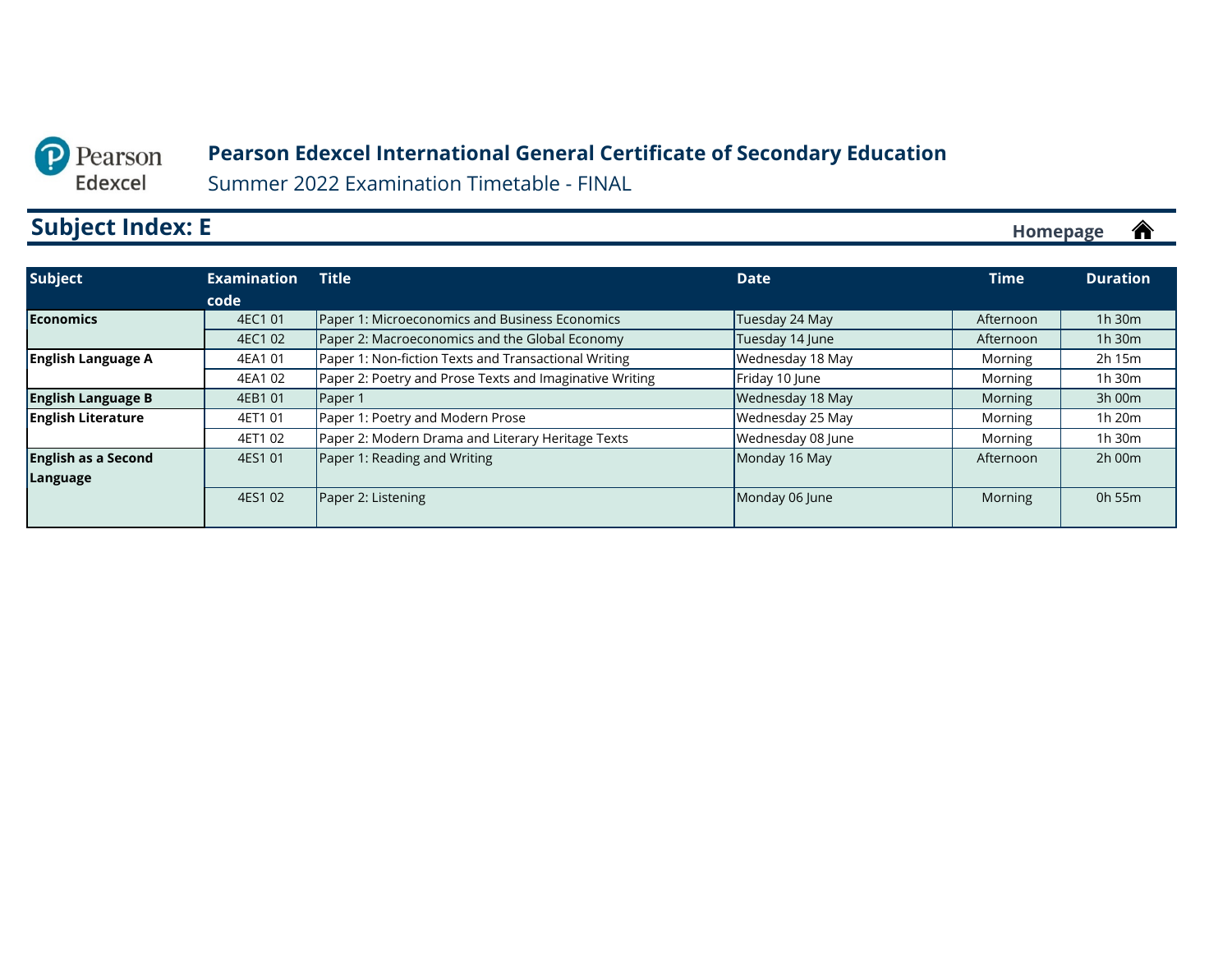# Pearson Edexcel International General Certificate of Secondary Education

Summer 2022 Examination Timetable - FINAL

## Subject Index: E

Homepage

| Subject | Examination code | Title | Date | Time | Duration |
|---|---|---|---|---|---|
| **Economics** | 4EC1 01 | Paper 1: Microeconomics and Business Economics | Tuesday 24 May | Afternoon | 1h 30m |
| | 4EC1 02 | Paper 2: Macroeconomics and the Global Economy | Tuesday 14 June | Afternoon | 1h 30m |
| **English Language A** | 4EA1 01 | Paper 1: Non-fiction Texts and Transactional Writing | Wednesday 18 May | Morning | 2h 15m |
| | 4EA1 02 | Paper 2: Poetry and Prose Texts and Imaginative Writing | Friday 10 June | Morning | 1h 30m |
| **English Language B** | 4EB1 01 | Paper 1 | Wednesday 18 May | Morning | 3h 00m |
| **English Literature** | 4ET1 01 | Paper 1: Poetry and Modern Prose | Wednesday 25 May | Morning | 1h 20m |
| | 4ET1 02 | Paper 2: Modern Drama and Literary Heritage Texts | Wednesday 08 June | Morning | 1h 30m |
| **English as a Second Language** | 4ES1 01 | Paper 1: Reading and Writing | Monday 16 May | Afternoon | 2h 00m |
| | 4ES1 02 | Paper 2: Listening | Monday 06 June | Morning | 0h 55m |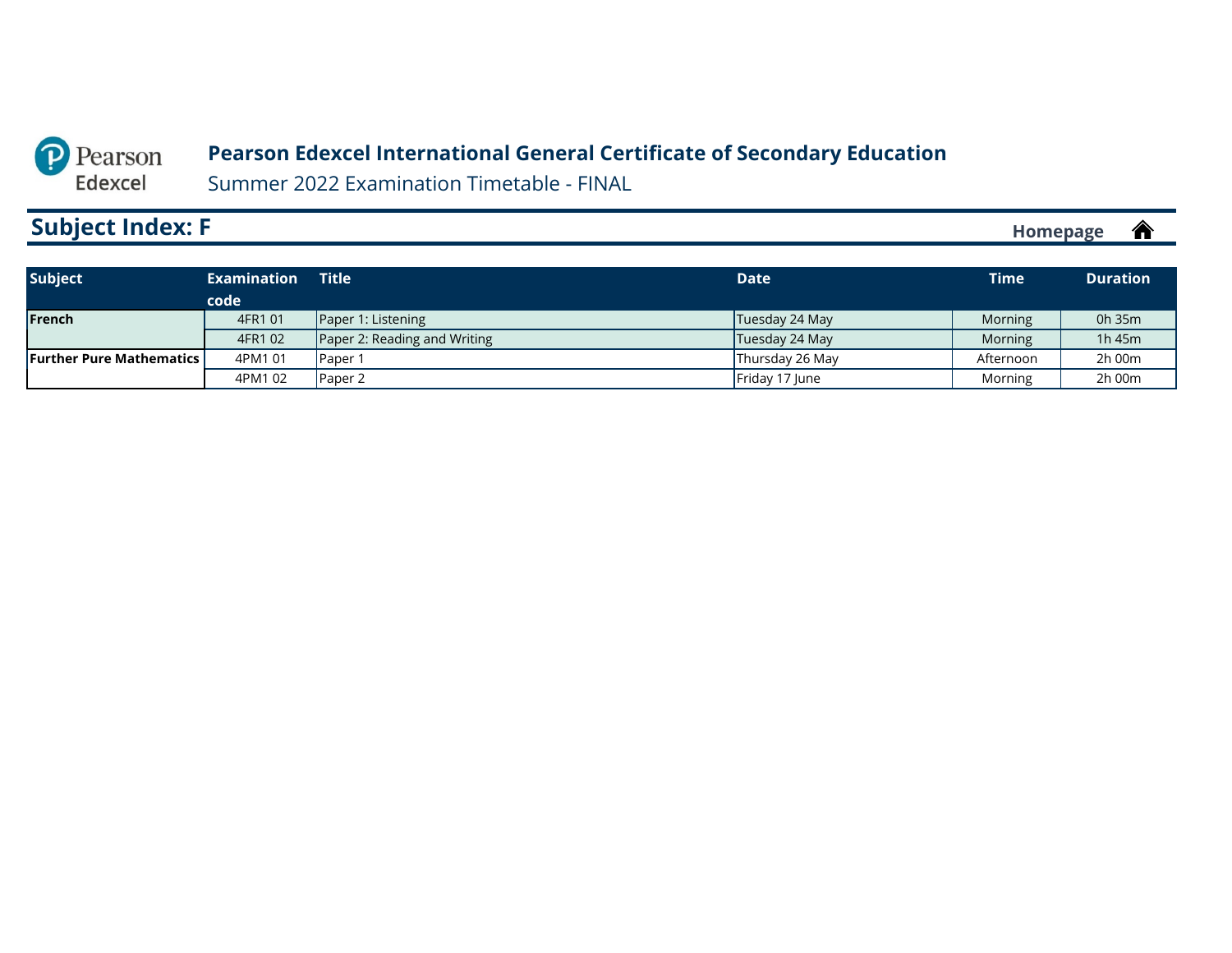**Pearson Edexcel International General Certificate of Secondary Education**

Summer 2022 Examination Timetable - FINAL

## Subject Index: F

Homepage

| Subject | Examination code | Title | Date | Time | Duration |
|---|---|---|---|---|---|
| **French** | 4FR1 01 | Paper 1: Listening | Tuesday 24 May | Morning | 0h 35m |
| | 4FR1 02 | Paper 2: Reading and Writing | Tuesday 24 May | Morning | 1h 45m |
| **Further Pure Mathematics** | 4PM1 01 | Paper 1 | Thursday 26 May | Afternoon | 2h 00m |
| | 4PM1 02 | Paper 2 | Friday 17 June | Morning | 2h 00m |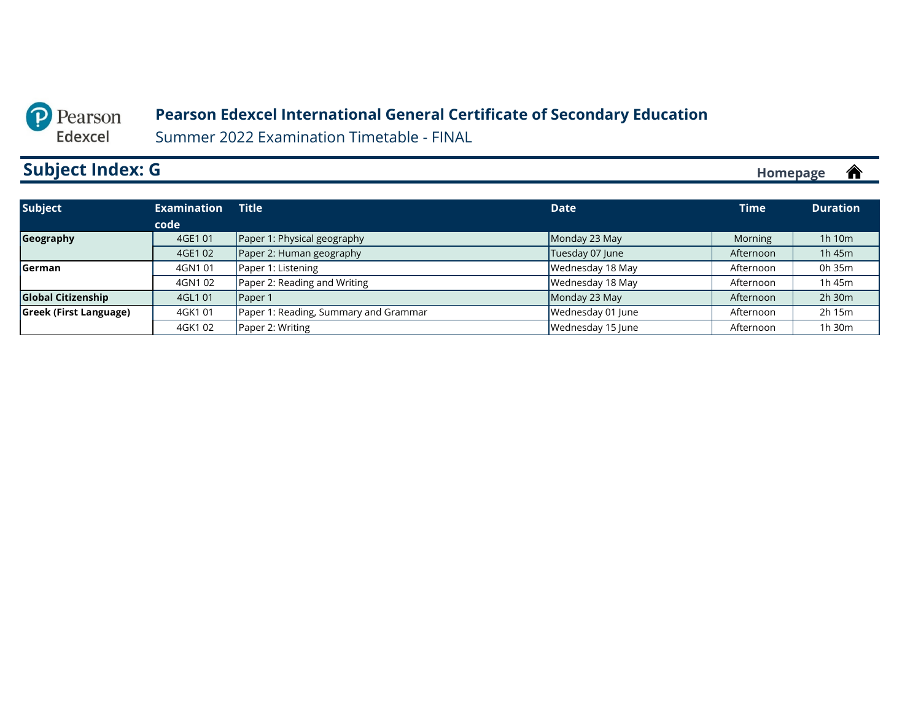# Pearson Edexcel International General Certificate of Secondary Education

Summer 2022 Examination Timetable - FINAL

## Subject Index: G

Homepage

| Subject | Examination code | Title | Date | Time | Duration |
|---|---|---|---|---|---|
| **Geography** | 4GE1 01 | Paper 1: Physical geography | Monday 23 May | Morning | 1h 10m |
| | 4GE1 02 | Paper 2: Human geography | Tuesday 07 June | Afternoon | 1h 45m |
| **German** | 4GN1 01 | Paper 1: Listening | Wednesday 18 May | Afternoon | 0h 35m |
| | 4GN1 02 | Paper 2: Reading and Writing | Wednesday 18 May | Afternoon | 1h 45m |
| **Global Citizenship** | 4GL1 01 | Paper 1 | Monday 23 May | Afternoon | 2h 30m |
| **Greek (First Language)** | 4GK1 01 | Paper 1: Reading, Summary and Grammar | Wednesday 01 June | Afternoon | 2h 15m |
| | 4GK1 02 | Paper 2: Writing | Wednesday 15 June | Afternoon | 1h 30m |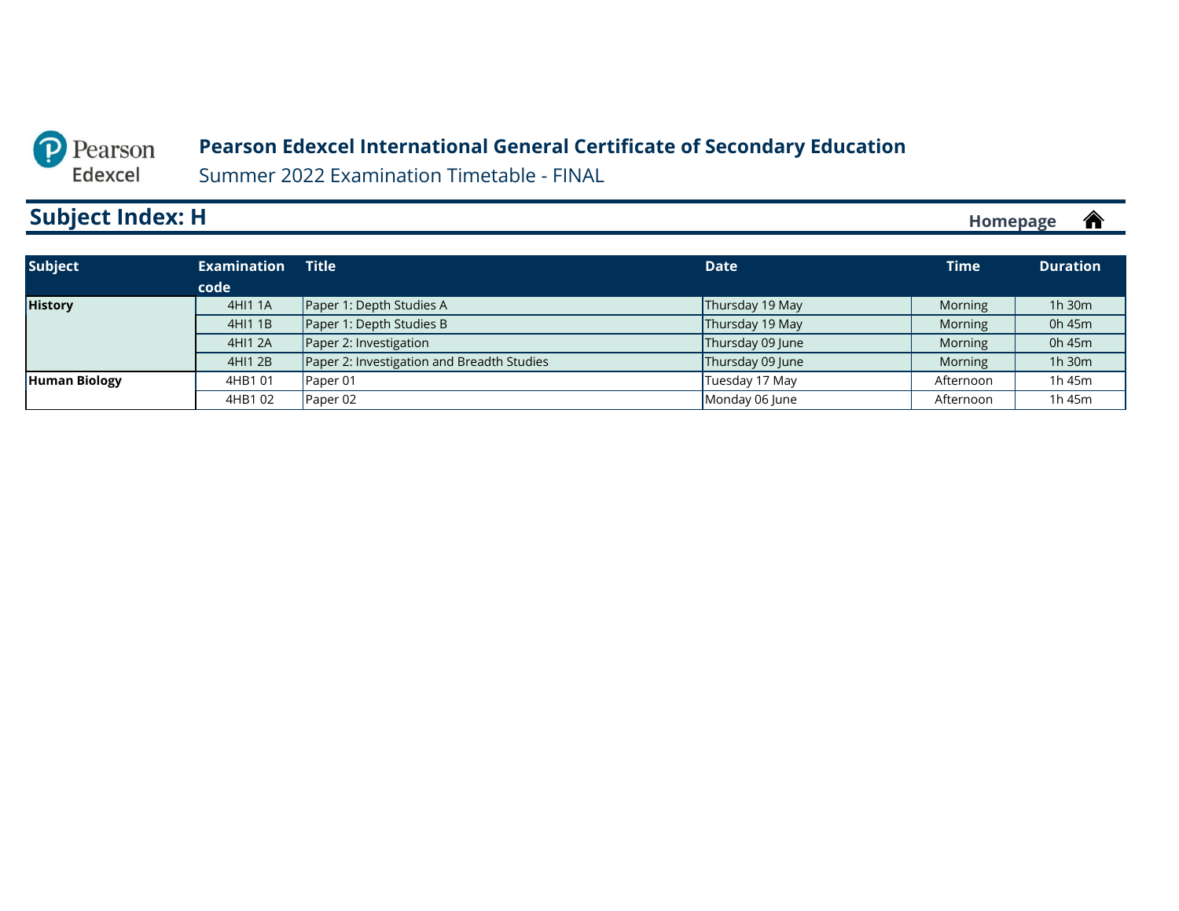**Pearson Edexcel International General Certificate of Secondary Education**

Summer 2022 Examination Timetable - FINAL

## Subject Index: H

Homepage

| Subject | Examination code | Title | Date | Time | Duration |
|---|---|---|---|---|---|
| **History** | 4HI1 1A | Paper 1: Depth Studies A | Thursday 19 May | Morning | 1h 30m |
| | 4HI1 1B | Paper 1: Depth Studies B | Thursday 19 May | Morning | 0h 45m |
| | 4HI1 2A | Paper 2: Investigation | Thursday 09 June | Morning | 0h 45m |
| | 4HI1 2B | Paper 2: Investigation and Breadth Studies | Thursday 09 June | Morning | 1h 30m |
| **Human Biology** | 4HB1 01 | Paper 01 | Tuesday 17 May | Afternoon | 1h 45m |
| | 4HB1 02 | Paper 02 | Monday 06 June | Afternoon | 1h 45m |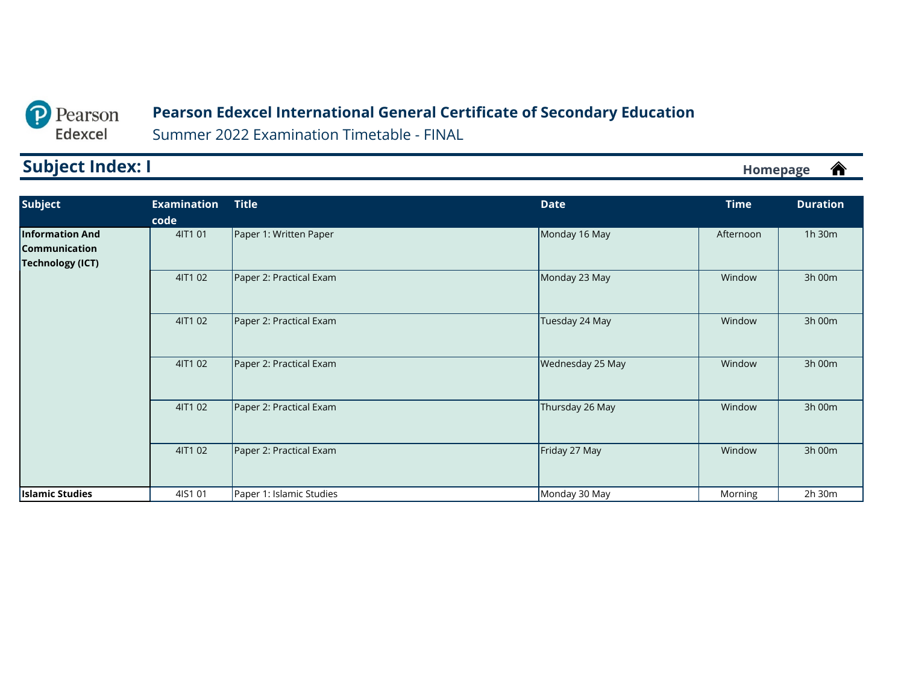**Pearson Edexcel International General Certificate of Secondary Education**

Summer 2022 Examination Timetable - FINAL

## Subject Index: I

Homepage

| Subject | Examination code | Title | Date | Time | Duration |
|---|---|---|---|---|---|
| **Information And Communication Technology (ICT)** | 4IT1 01 | Paper 1: Written Paper | Monday 16 May | Afternoon | 1h 30m |
| | 4IT1 02 | Paper 2: Practical Exam | Monday 23 May | Window | 3h 00m |
| | 4IT1 02 | Paper 2: Practical Exam | Tuesday 24 May | Window | 3h 00m |
| | 4IT1 02 | Paper 2: Practical Exam | Wednesday 25 May | Window | 3h 00m |
| | 4IT1 02 | Paper 2: Practical Exam | Thursday 26 May | Window | 3h 00m |
| | 4IT1 02 | Paper 2: Practical Exam | Friday 27 May | Window | 3h 00m |
| **Islamic Studies** | 4IS1 01 | Paper 1: Islamic Studies | Monday 30 May | Morning | 2h 30m |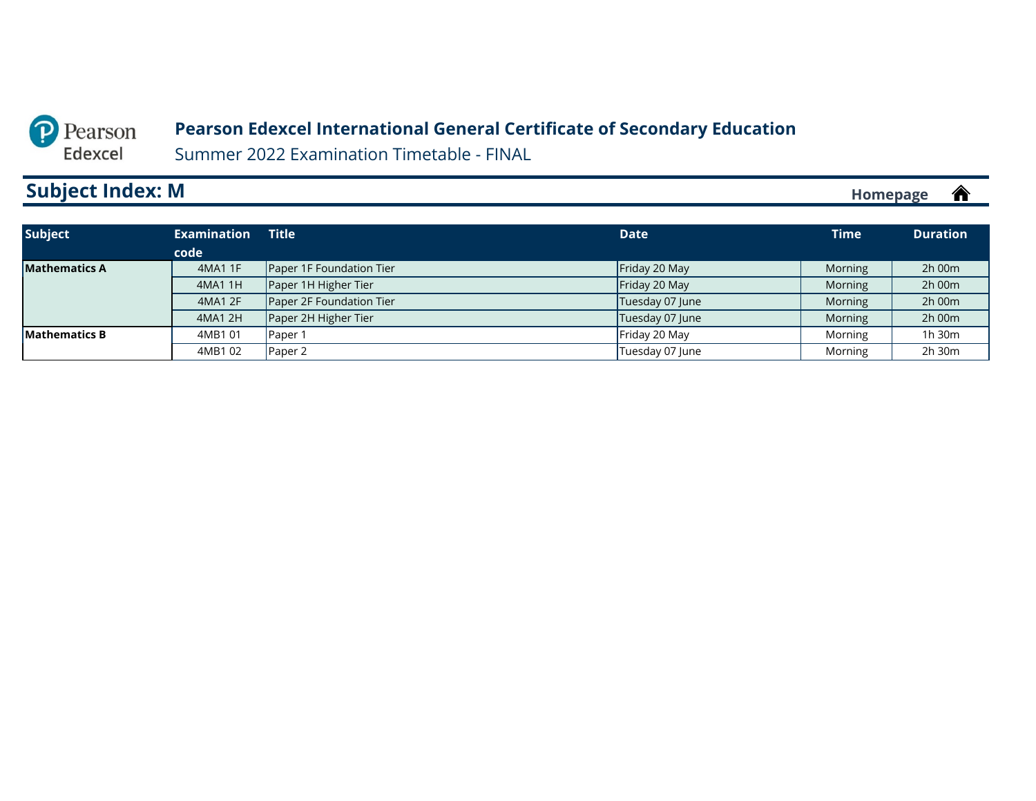Pearson Edexcel

# Pearson Edexcel International General Certificate of Secondary Education

Summer 2022 Examination Timetable - FINAL

## Subject Index: M

Homepage

| Subject | Examination code | Title | Date | Time | Duration |
|---|---|---|---|---|---|
| **Mathematics A** | 4MA1 1F | Paper 1F Foundation Tier | Friday 20 May | Morning | 2h 00m |
| | 4MA1 1H | Paper 1H Higher Tier | Friday 20 May | Morning | 2h 00m |
| | 4MA1 2F | Paper 2F Foundation Tier | Tuesday 07 June | Morning | 2h 00m |
| | 4MA1 2H | Paper 2H Higher Tier | Tuesday 07 June | Morning | 2h 00m |
| **Mathematics B** | 4MB1 01 | Paper 1 | Friday 20 May | Morning | 1h 30m |
| | 4MB1 02 | Paper 2 | Tuesday 07 June | Morning | 2h 30m |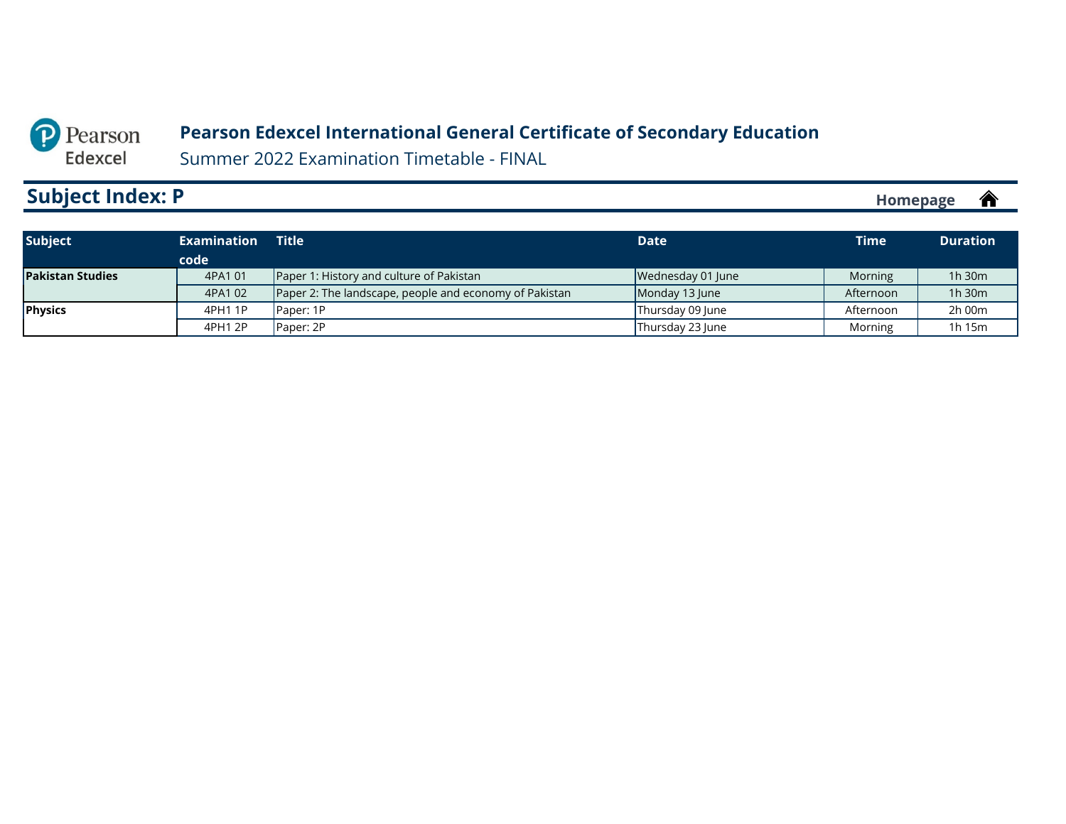# Pearson Edexcel International General Certificate of Secondary Education

Summer 2022 Examination Timetable - FINAL

## Subject Index: P

Homepage

| Subject | Examination code | Title | Date | Time | Duration |
|---|---|---|---|---|---|
| **Pakistan Studies** | 4PA1 01 | Paper 1: History and culture of Pakistan | Wednesday 01 June | Morning | 1h 30m |
| | 4PA1 02 | Paper 2: The landscape, people and economy of Pakistan | Monday 13 June | Afternoon | 1h 30m |
| **Physics** | 4PH1 1P | Paper: 1P | Thursday 09 June | Afternoon | 2h 00m |
| | 4PH1 2P | Paper: 2P | Thursday 23 June | Morning | 1h 15m |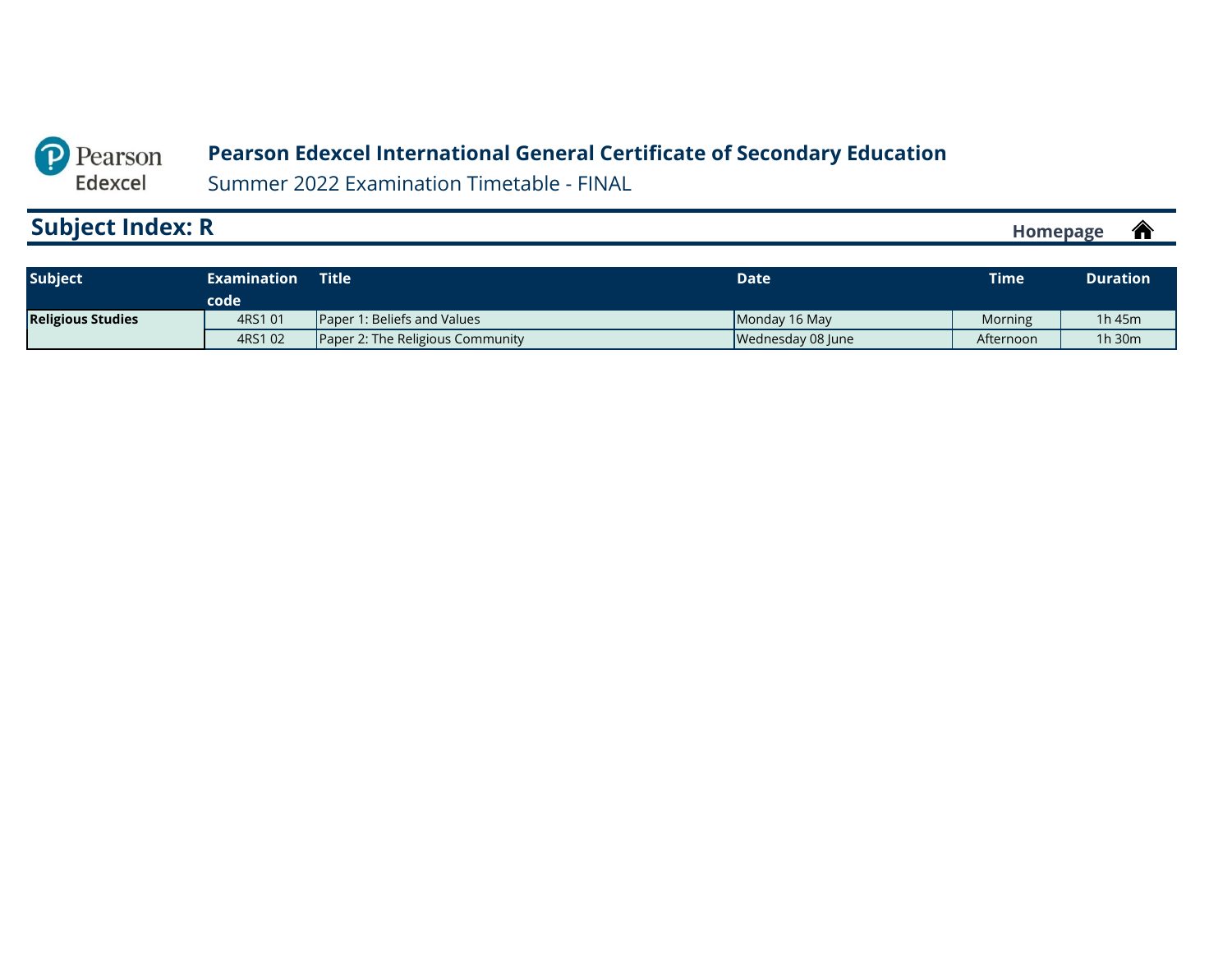Pearson Edexcel

# Pearson Edexcel International General Certificate of Secondary Education

Summer 2022 Examination Timetable - FINAL

## Subject Index: R

Homepage

| Subject | Examination code | Title | Date | Time | Duration |
|---|---|---|---|---|---|
| **Religious Studies** | 4RS1 01 | Paper 1: Beliefs and Values | Monday 16 May | Morning | 1h 45m |
| | 4RS1 02 | Paper 2: The Religious Community | Wednesday 08 June | Afternoon | 1h 30m |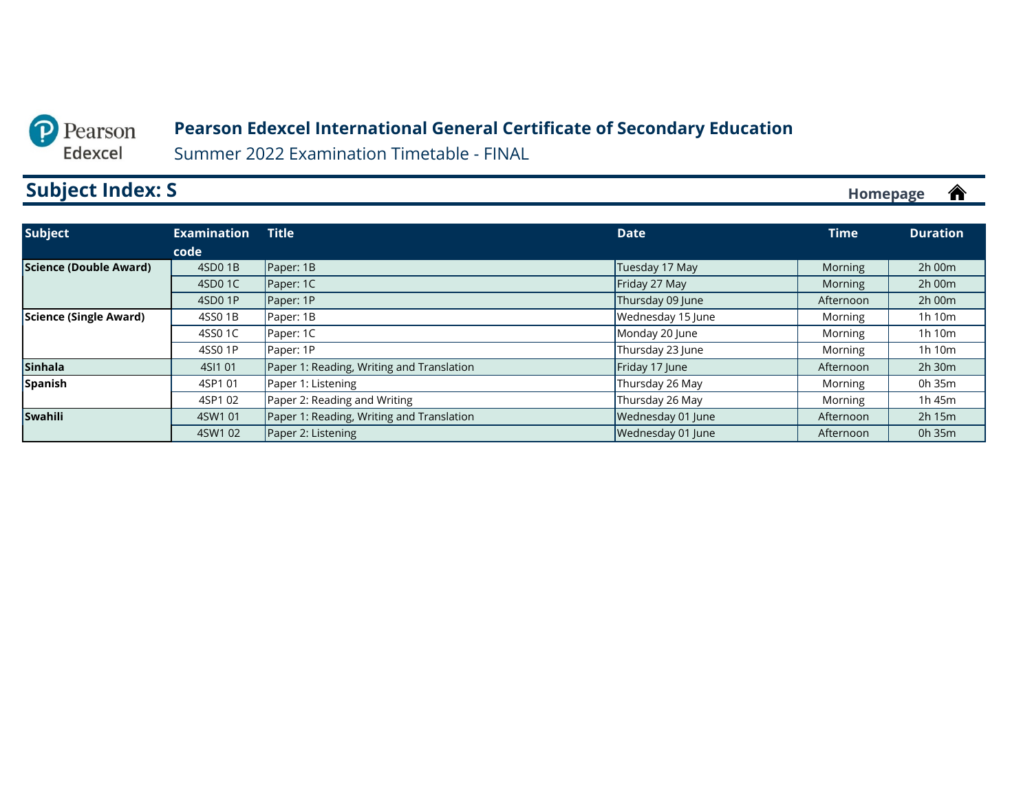# Pearson Edexcel International General Certificate of Secondary Education

Summer 2022 Examination Timetable - FINAL

## Subject Index: S

Homepage

| Subject | Examination code | Title | Date | Time | Duration |
|---|---|---|---|---|---|
| **Science (Double Award)** | 4SD0 1B | Paper: 1B | Tuesday 17 May | Morning | 2h 00m |
| | 4SD0 1C | Paper: 1C | Friday 27 May | Morning | 2h 00m |
| | 4SD0 1P | Paper: 1P | Thursday 09 June | Afternoon | 2h 00m |
| **Science (Single Award)** | 4SS0 1B | Paper: 1B | Wednesday 15 June | Morning | 1h 10m |
| | 4SS0 1C | Paper: 1C | Monday 20 June | Morning | 1h 10m |
| | 4SS0 1P | Paper: 1P | Thursday 23 June | Morning | 1h 10m |
| **Sinhala** | 4SI1 01 | Paper 1: Reading, Writing and Translation | Friday 17 June | Afternoon | 2h 30m |
| **Spanish** | 4SP1 01 | Paper 1: Listening | Thursday 26 May | Morning | 0h 35m |
| | 4SP1 02 | Paper 2: Reading and Writing | Thursday 26 May | Morning | 1h 45m |
| **Swahili** | 4SW1 01 | Paper 1: Reading, Writing and Translation | Wednesday 01 June | Afternoon | 2h 15m |
| | 4SW1 02 | Paper 2: Listening | Wednesday 01 June | Afternoon | 0h 35m |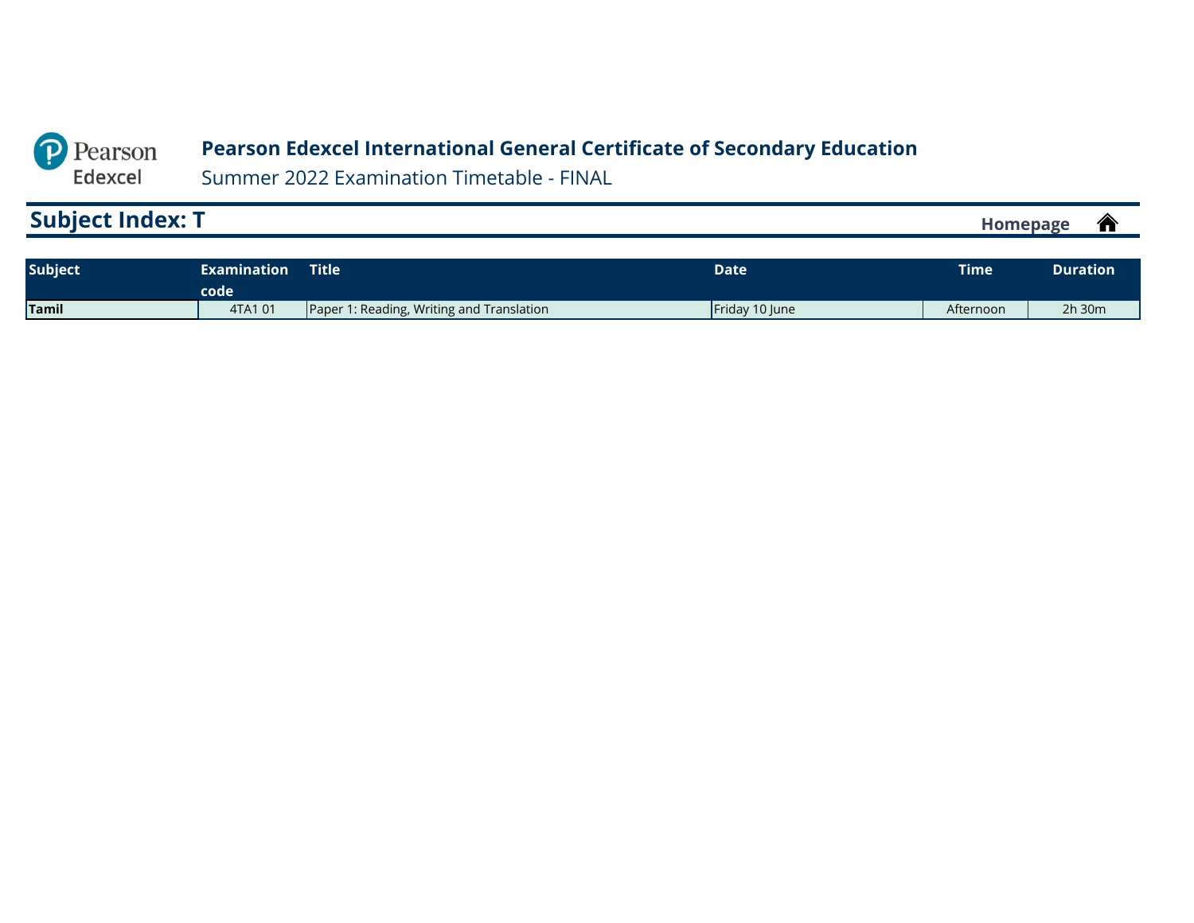Pearson Edexcel

**Pearson Edexcel International General Certificate of Secondary Education**

Summer 2022 Examination Timetable - FINAL

## Subject Index: T

Homepage

| Subject | Examination code | Title | Date | Time | Duration |
|---|---|---|---|---|---|
| **Tamil** | 4TA1 01 | Paper 1: Reading, Writing and Translation | Friday 10 June | Afternoon | 2h 30m |